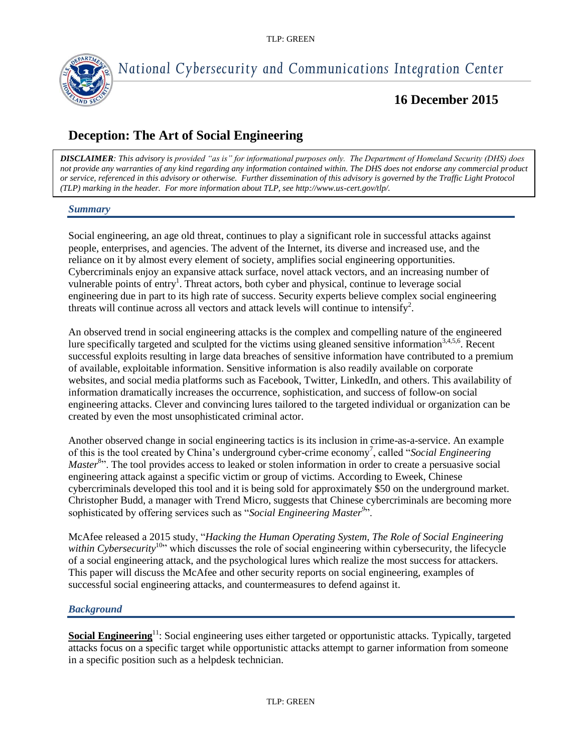# National Cybersecurity and Communications Integration Center

**16 December 2015**

## Deception: The Art of Social Engineering

***DISCLAIMER**: This advisory is provided "as is" for informational purposes only. The Department of Homeland Security (DHS) does not provide any warranties of any kind regarding any information contained within. The DHS does not endorse any commercial product or service, referenced in this advisory or otherwise. Further dissemination of this advisory is governed by the Traffic Light Protocol (TLP) marking in the header. For more information about TLP, see http://www.us-cert.gov/tlp/.*

### *Summary*

Social engineering, an age old threat, continues to play a significant role in successful attacks against people, enterprises, and agencies. The advent of the Internet, its diverse and increased use, and the reliance on it by almost every element of society, amplifies social engineering opportunities. Cybercriminals enjoy an expansive attack surface, novel attack vectors, and an increasing number of vulnerable points of entry[1]. Threat actors, both cyber and physical, continue to leverage social engineering due in part to its high rate of success. Security experts believe complex social engineering threats will continue across all vectors and attack levels will continue to intensify[2].

An observed trend in social engineering attacks is the complex and compelling nature of the engineered lure specifically targeted and sculpted for the victims using gleaned sensitive information[3,4,5,6]. Recent successful exploits resulting in large data breaches of sensitive information have contributed to a premium of available, exploitable information. Sensitive information is also readily available on corporate websites, and social media platforms such as Facebook, Twitter, LinkedIn, and others. This availability of information dramatically increases the occurrence, sophistication, and success of follow-on social engineering attacks. Clever and convincing lures tailored to the targeted individual or organization can be created by even the most unsophisticated criminal actor.

Another observed change in social engineering tactics is its inclusion in crime-as-a-service. An example of this is the tool created by China's underground cyber-crime economy[7], called "*Social Engineering Master*[8]". The tool provides access to leaked or stolen information in order to create a persuasive social engineering attack against a specific victim or group of victims. According to Eweek, Chinese cybercriminals developed this tool and it is being sold for approximately $50 on the underground market. Christopher Budd, a manager with Trend Micro, suggests that Chinese cybercriminals are becoming more sophisticated by offering services such as "*Social Engineering Master*[9]".

McAfee released a 2015 study, "*Hacking the Human Operating System, The Role of Social Engineering within Cybersecurity*[10]" which discusses the role of social engineering within cybersecurity, the lifecycle of a social engineering attack, and the psychological lures which realize the most success for attackers. This paper will discuss the McAfee and other security reports on social engineering, examples of successful social engineering attacks, and countermeasures to defend against it.

### *Background*

**Social Engineering**[11]: Social engineering uses either targeted or opportunistic attacks. Typically, targeted attacks focus on a specific target while opportunistic attacks attempt to garner information from someone in a specific position such as a helpdesk technician.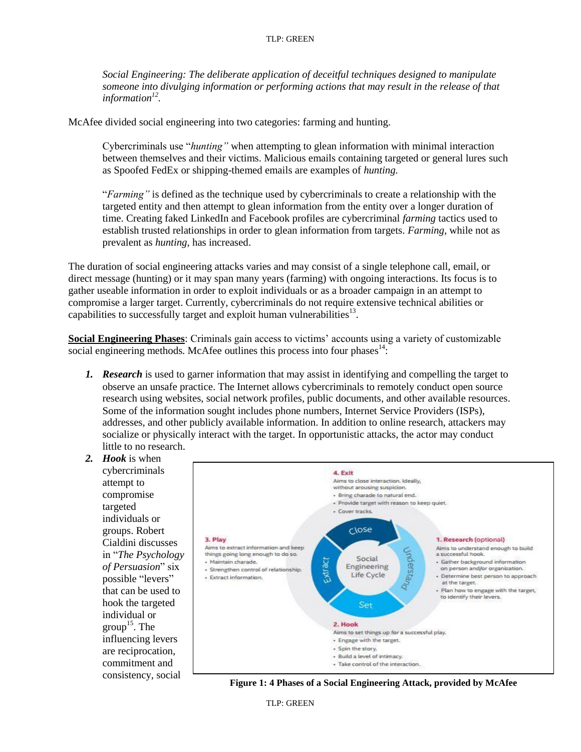*Social Engineering: The deliberate application of deceitful techniques designed to manipulate someone into divulging information or performing actions that may result in the release of that information*[12].

McAfee divided social engineering into two categories: farming and hunting.

> Cybercriminals use "*hunting"* when attempting to glean information with minimal interaction between themselves and their victims. Malicious emails containing targeted or general lures such as Spoofed FedEx or shipping-themed emails are examples of *hunting.*
>
> "*Farming"* is defined as the technique used by cybercriminals to create a relationship with the targeted entity and then attempt to glean information from the entity over a longer duration of time. Creating faked LinkedIn and Facebook profiles are cybercriminal *farming* tactics used to establish trusted relationships in order to glean information from targets. *Farming*, while not as prevalent as *hunting*, has increased.

The duration of social engineering attacks varies and may consist of a single telephone call, email, or direct message (hunting) or it may span many years (farming) with ongoing interactions. Its focus is to gather useable information in order to exploit individuals or as a broader campaign in an attempt to compromise a larger target. Currently, cybercriminals do not require extensive technical abilities or capabilities to successfully target and exploit human vulnerabilities[13].

**Social Engineering Phases**: Criminals gain access to victims' accounts using a variety of customizable social engineering methods. McAfee outlines this process into four phases[14]:

1. ***Research*** is used to garner information that may assist in identifying and compelling the target to observe an unsafe practice. The Internet allows cybercriminals to remotely conduct open source research using websites, social network profiles, public documents, and other available resources. Some of the information sought includes phone numbers, Internet Service Providers (ISPs), addresses, and other publicly available information. In addition to online research, attackers may socialize or physically interact with the target. In opportunistic attacks, the actor may conduct little to no research.
2. ***Hook*** is when cybercriminals attempt to compromise targeted individuals or groups. Robert Cialdini discusses in "*The Psychology of Persuasion*" six possible "levers" that can be used to hook the targeted individual or group[15]. The influencing levers are reciprocation, commitment and consistency, social

**4. Exit**
Aims to close interaction. Ideally, without arousing suspicion.
- Bring charade to natural end.
- Provide target with reason to keep quiet.
- Cover tracks.

**1. Research** (optional)
Aims to understand enough to build a successful hook.
- Gather background information on person and/or organization.
- Determine best person to approach at the target.
- Plan how to engage with the target, to identify their levers.

**2. Hook**
Aims to set things up for a successful play.
- Engage with the target.
- Spin the story.
- Build a level of intimacy.
- Take control of the interaction.

**3. Play**
Aims to extract information and keep things going long enough to do so.
- Maintain charade.
- Strengthen control of relationship.
- Extract information.

Social Engineering Life Cycle: Understand, Set, Extract, Close

**Figure 1: 4 Phases of a Social Engineering Attack, provided by McAfee**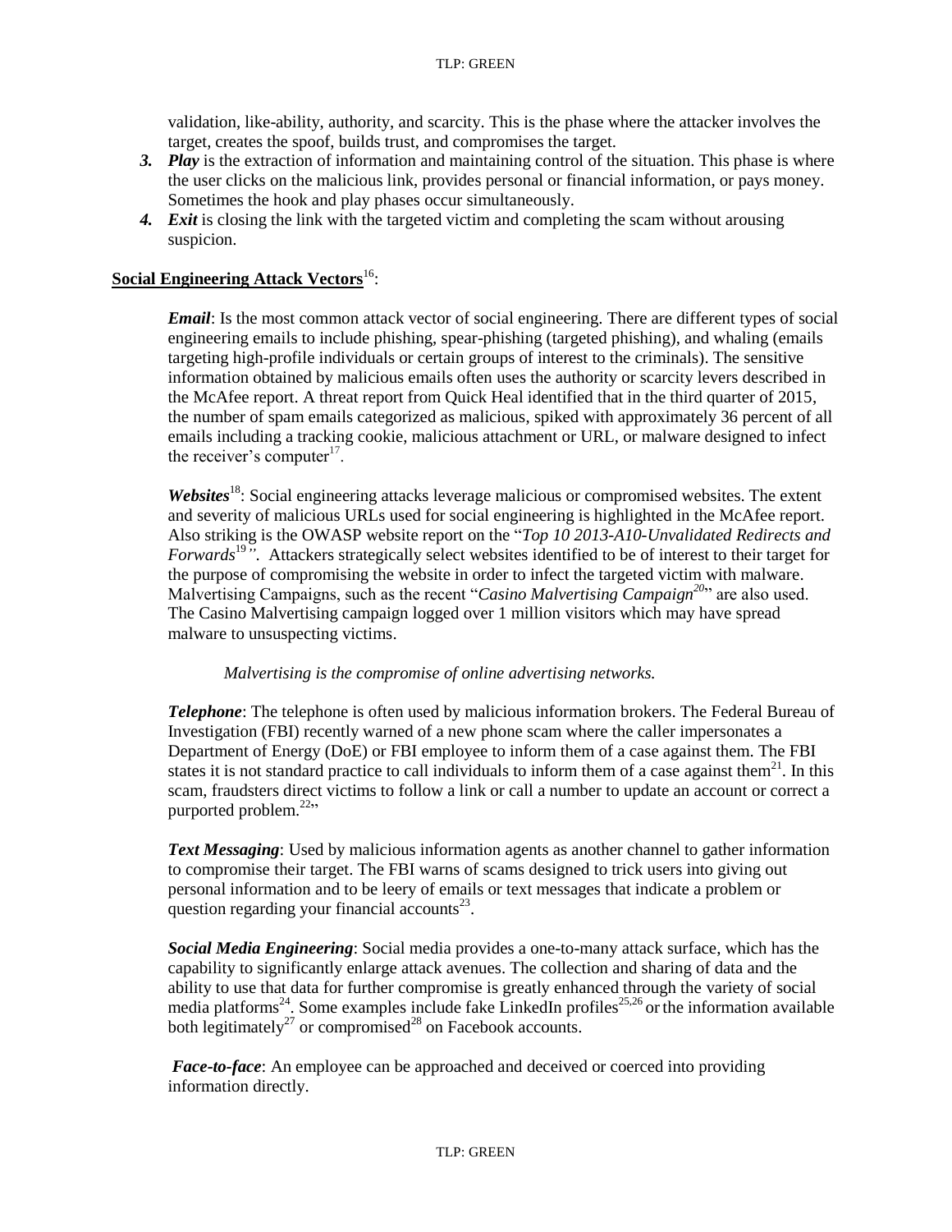validation, like-ability, authority, and scarcity. This is the phase where the attacker involves the target, creates the spoof, builds trust, and compromises the target.

3. ***Play*** is the extraction of information and maintaining control of the situation. This phase is where the user clicks on the malicious link, provides personal or financial information, or pays money. Sometimes the hook and play phases occur simultaneously.
4. ***Exit*** is closing the link with the targeted victim and completing the scam without arousing suspicion.

**Social Engineering Attack Vectors**[16]:

***Email***: Is the most common attack vector of social engineering. There are different types of social engineering emails to include phishing, spear-phishing (targeted phishing), and whaling (emails targeting high-profile individuals or certain groups of interest to the criminals). The sensitive information obtained by malicious emails often uses the authority or scarcity levers described in the McAfee report. A threat report from Quick Heal identified that in the third quarter of 2015, the number of spam emails categorized as malicious, spiked with approximately 36 percent of all emails including a tracking cookie, malicious attachment or URL, or malware designed to infect the receiver's computer[17].

***Websites***[18]: Social engineering attacks leverage malicious or compromised websites. The extent and severity of malicious URLs used for social engineering is highlighted in the McAfee report. Also striking is the OWASP website report on the "*Top 10 2013-A10-Unvalidated Redirects and Forwards*[19]*"*. Attackers strategically select websites identified to be of interest to their target for the purpose of compromising the website in order to infect the targeted victim with malware. Malvertising Campaigns, such as the recent "*Casino Malvertising Campaign*[20]" are also used. The Casino Malvertising campaign logged over 1 million visitors which may have spread malware to unsuspecting victims.

*Malvertising is the compromise of online advertising networks.*

***Telephone***: The telephone is often used by malicious information brokers. The Federal Bureau of Investigation (FBI) recently warned of a new phone scam where the caller impersonates a Department of Energy (DoE) or FBI employee to inform them of a case against them. The FBI states it is not standard practice to call individuals to inform them of a case against them[21]. In this scam, fraudsters direct victims to follow a link or call a number to update an account or correct a purported problem.[22]"

***Text Messaging***: Used by malicious information agents as another channel to gather information to compromise their target. The FBI warns of scams designed to trick users into giving out personal information and to be leery of emails or text messages that indicate a problem or question regarding your financial accounts[23].

***Social Media Engineering***: Social media provides a one-to-many attack surface, which has the capability to significantly enlarge attack avenues. The collection and sharing of data and the ability to use that data for further compromise is greatly enhanced through the variety of social media platforms[24]. Some examples include fake LinkedIn profiles[25,26] or the information available both legitimately[27] or compromised[28] on Facebook accounts.

***Face-to-face***: An employee can be approached and deceived or coerced into providing information directly.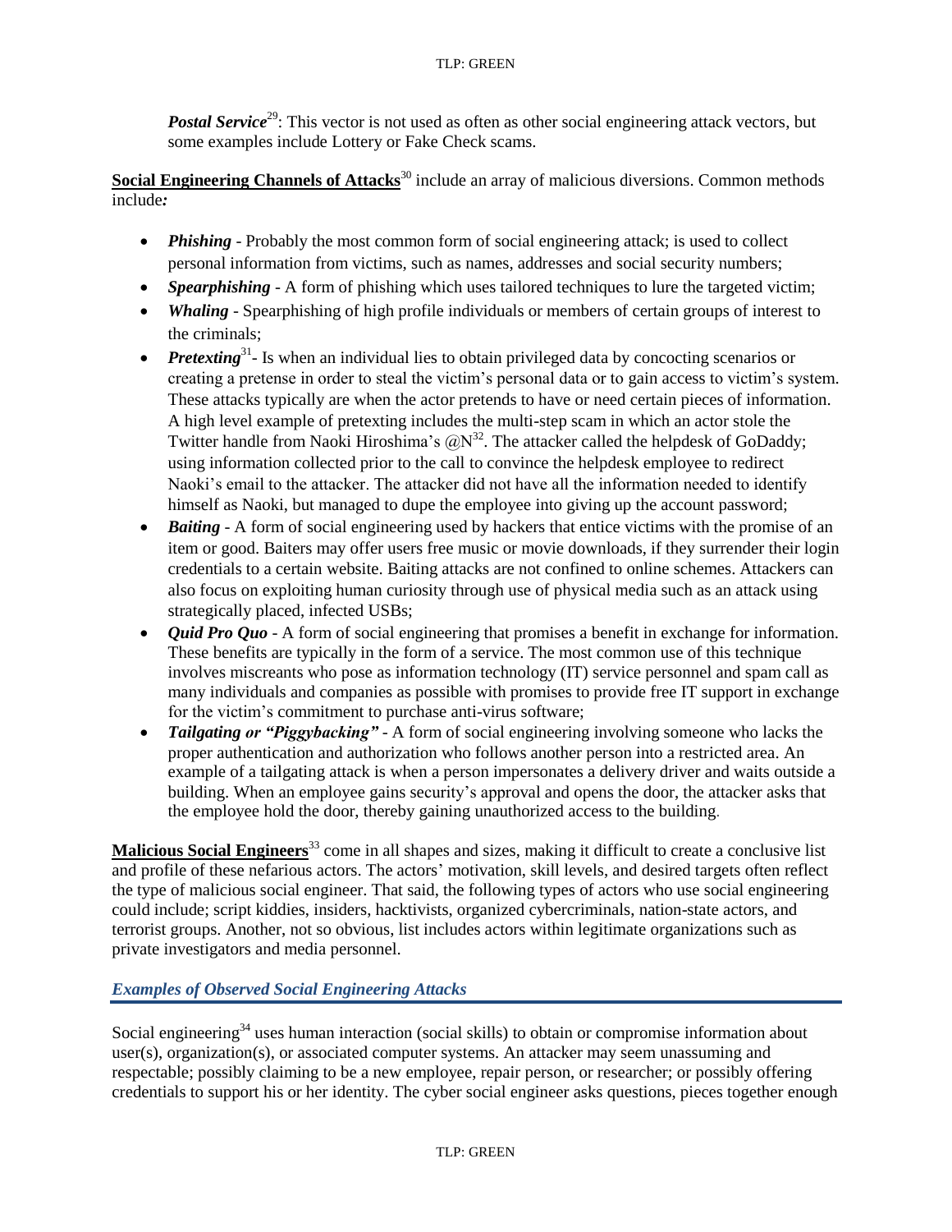***Postal Service***[29]: This vector is not used as often as other social engineering attack vectors, but some examples include Lottery or Fake Check scams.

**Social Engineering Channels of Attacks**[30] include an array of malicious diversions. Common methods include***:***

- ***Phishing*** - Probably the most common form of social engineering attack; is used to collect personal information from victims, such as names, addresses and social security numbers;
- ***Spearphishing*** - A form of phishing which uses tailored techniques to lure the targeted victim;
- ***Whaling*** - Spearphishing of high profile individuals or members of certain groups of interest to the criminals;
- ***Pretexting***[31]- Is when an individual lies to obtain privileged data by concocting scenarios or creating a pretense in order to steal the victim's personal data or to gain access to victim's system. These attacks typically are when the actor pretends to have or need certain pieces of information. A high level example of pretexting includes the multi-step scam in which an actor stole the Twitter handle from Naoki Hiroshima's @N[32]. The attacker called the helpdesk of GoDaddy; using information collected prior to the call to convince the helpdesk employee to redirect Naoki's email to the attacker. The attacker did not have all the information needed to identify himself as Naoki, but managed to dupe the employee into giving up the account password;
- ***Baiting*** - A form of social engineering used by hackers that entice victims with the promise of an item or good. Baiters may offer users free music or movie downloads, if they surrender their login credentials to a certain website. Baiting attacks are not confined to online schemes. Attackers can also focus on exploiting human curiosity through use of physical media such as an attack using strategically placed, infected USBs;
- ***Quid Pro Quo*** - A form of social engineering that promises a benefit in exchange for information. These benefits are typically in the form of a service. The most common use of this technique involves miscreants who pose as information technology (IT) service personnel and spam call as many individuals and companies as possible with promises to provide free IT support in exchange for the victim's commitment to purchase anti-virus software;
- ***Tailgating or "Piggybacking"*** - A form of social engineering involving someone who lacks the proper authentication and authorization who follows another person into a restricted area. An example of a tailgating attack is when a person impersonates a delivery driver and waits outside a building. When an employee gains security's approval and opens the door, the attacker asks that the employee hold the door, thereby gaining unauthorized access to the building.

**Malicious Social Engineers**[33] come in all shapes and sizes, making it difficult to create a conclusive list and profile of these nefarious actors. The actors' motivation, skill levels, and desired targets often reflect the type of malicious social engineer. That said, the following types of actors who use social engineering could include; script kiddies, insiders, hacktivists, organized cybercriminals, nation-state actors, and terrorist groups. Another, not so obvious, list includes actors within legitimate organizations such as private investigators and media personnel.

## *Examples of Observed Social Engineering Attacks*

Social engineering[34] uses human interaction (social skills) to obtain or compromise information about user(s), organization(s), or associated computer systems. An attacker may seem unassuming and respectable; possibly claiming to be a new employee, repair person, or researcher; or possibly offering credentials to support his or her identity. The cyber social engineer asks questions, pieces together enough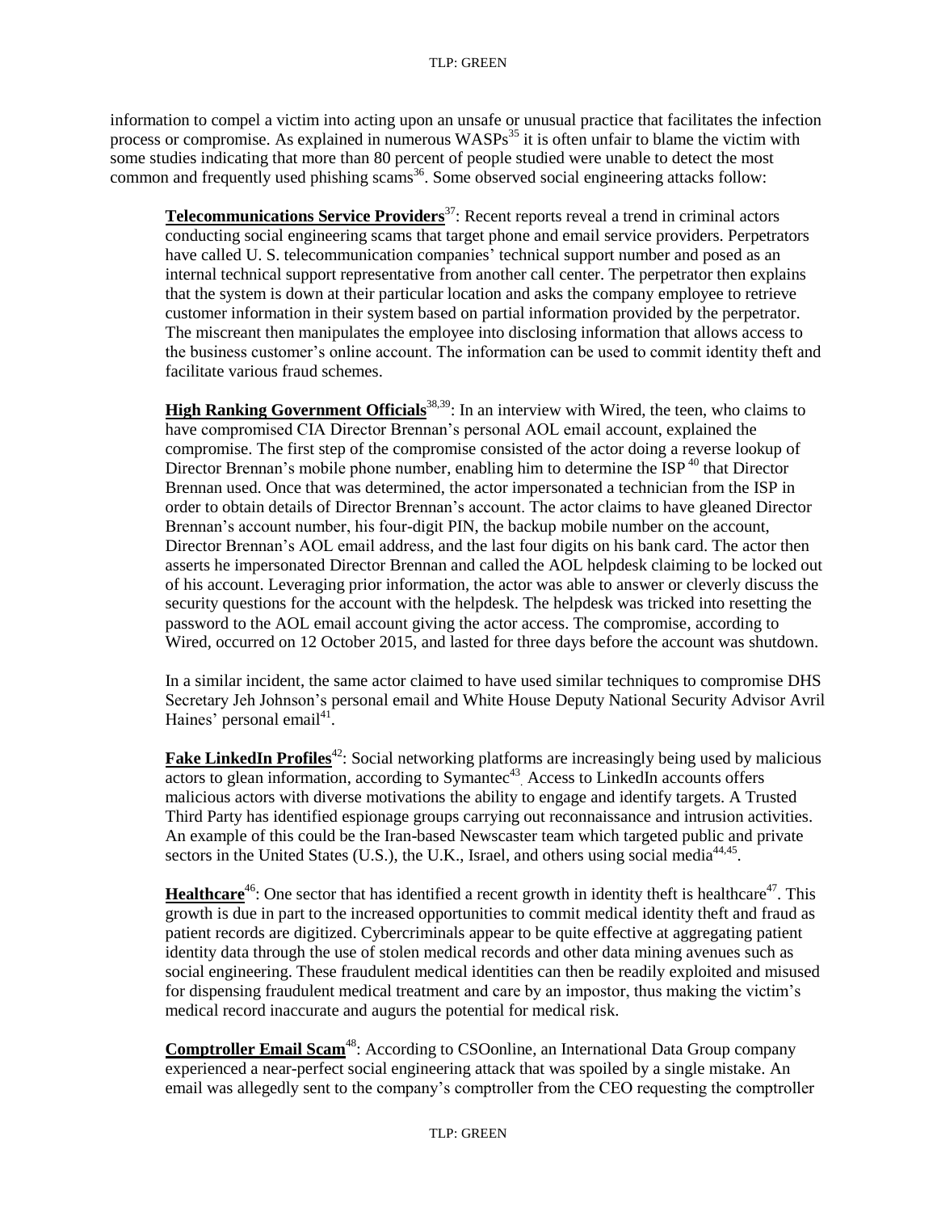information to compel a victim into acting upon an unsafe or unusual practice that facilitates the infection process or compromise. As explained in numerous WASPs[35] it is often unfair to blame the victim with some studies indicating that more than 80 percent of people studied were unable to detect the most common and frequently used phishing scams[36]. Some observed social engineering attacks follow:

**Telecommunications Service Providers**[37]: Recent reports reveal a trend in criminal actors conducting social engineering scams that target phone and email service providers. Perpetrators have called U. S. telecommunication companies' technical support number and posed as an internal technical support representative from another call center. The perpetrator then explains that the system is down at their particular location and asks the company employee to retrieve customer information in their system based on partial information provided by the perpetrator. The miscreant then manipulates the employee into disclosing information that allows access to the business customer's online account. The information can be used to commit identity theft and facilitate various fraud schemes.

**High Ranking Government Officials**[38,39]: In an interview with Wired, the teen, who claims to have compromised CIA Director Brennan's personal AOL email account, explained the compromise. The first step of the compromise consisted of the actor doing a reverse lookup of Director Brennan's mobile phone number, enabling him to determine the ISP[40] that Director Brennan used. Once that was determined, the actor impersonated a technician from the ISP in order to obtain details of Director Brennan's account. The actor claims to have gleaned Director Brennan's account number, his four-digit PIN, the backup mobile number on the account, Director Brennan's AOL email address, and the last four digits on his bank card. The actor then asserts he impersonated Director Brennan and called the AOL helpdesk claiming to be locked out of his account. Leveraging prior information, the actor was able to answer or cleverly discuss the security questions for the account with the helpdesk. The helpdesk was tricked into resetting the password to the AOL email account giving the actor access. The compromise, according to Wired, occurred on 12 October 2015, and lasted for three days before the account was shutdown.

In a similar incident, the same actor claimed to have used similar techniques to compromise DHS Secretary Jeh Johnson's personal email and White House Deputy National Security Advisor Avril Haines' personal email[41].

**Fake LinkedIn Profiles**[42]: Social networking platforms are increasingly being used by malicious actors to glean information, according to Symantec[43]. Access to LinkedIn accounts offers malicious actors with diverse motivations the ability to engage and identify targets. A Trusted Third Party has identified espionage groups carrying out reconnaissance and intrusion activities. An example of this could be the Iran-based Newscaster team which targeted public and private sectors in the United States (U.S.), the U.K., Israel, and others using social media[44,45].

**Healthcare**[46]: One sector that has identified a recent growth in identity theft is healthcare[47]. This growth is due in part to the increased opportunities to commit medical identity theft and fraud as patient records are digitized. Cybercriminals appear to be quite effective at aggregating patient identity data through the use of stolen medical records and other data mining avenues such as social engineering. These fraudulent medical identities can then be readily exploited and misused for dispensing fraudulent medical treatment and care by an impostor, thus making the victim's medical record inaccurate and augurs the potential for medical risk.

**Comptroller Email Scam**[48]: According to CSOonline, an International Data Group company experienced a near-perfect social engineering attack that was spoiled by a single mistake. An email was allegedly sent to the company's comptroller from the CEO requesting the comptroller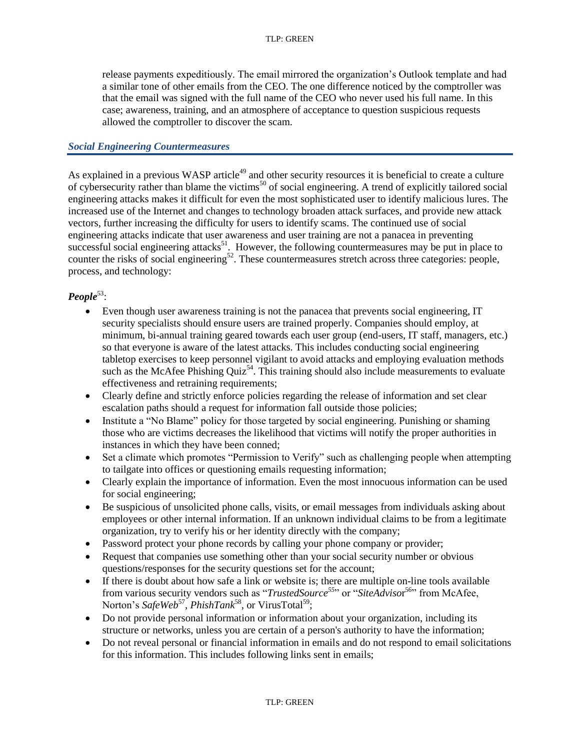release payments expeditiously. The email mirrored the organization's Outlook template and had a similar tone of other emails from the CEO. The one difference noticed by the comptroller was that the email was signed with the full name of the CEO who never used his full name. In this case; awareness, training, and an atmosphere of acceptance to question suspicious requests allowed the comptroller to discover the scam.

## *Social Engineering Countermeasures*

As explained in a previous WASP article[49] and other security resources it is beneficial to create a culture of cybersecurity rather than blame the victims[50] of social engineering. A trend of explicitly tailored social engineering attacks makes it difficult for even the most sophisticated user to identify malicious lures. The increased use of the Internet and changes to technology broaden attack surfaces, and provide new attack vectors, further increasing the difficulty for users to identify scams. The continued use of social engineering attacks indicate that user awareness and user training are not a panacea in preventing successful social engineering attacks[51]. However, the following countermeasures may be put in place to counter the risks of social engineering[52]. These countermeasures stretch across three categories: people, process, and technology:

***People***[53]:

- Even though user awareness training is not the panacea that prevents social engineering, IT security specialists should ensure users are trained properly. Companies should employ, at minimum, bi-annual training geared towards each user group (end-users, IT staff, managers, etc.) so that everyone is aware of the latest attacks. This includes conducting social engineering tabletop exercises to keep personnel vigilant to avoid attacks and employing evaluation methods such as the McAfee Phishing Quiz[54]. This training should also include measurements to evaluate effectiveness and retraining requirements;
- Clearly define and strictly enforce policies regarding the release of information and set clear escalation paths should a request for information fall outside those policies;
- Institute a "No Blame" policy for those targeted by social engineering. Punishing or shaming those who are victims decreases the likelihood that victims will notify the proper authorities in instances in which they have been conned;
- Set a climate which promotes "Permission to Verify" such as challenging people when attempting to tailgate into offices or questioning emails requesting information;
- Clearly explain the importance of information. Even the most innocuous information can be used for social engineering;
- Be suspicious of unsolicited phone calls, visits, or email messages from individuals asking about employees or other internal information. If an unknown individual claims to be from a legitimate organization, try to verify his or her identity directly with the company;
- Password protect your phone records by calling your phone company or provider;
- Request that companies use something other than your social security number or obvious questions/responses for the security questions set for the account;
- If there is doubt about how safe a link or website is; there are multiple on-line tools available from various security vendors such as "*TrustedSource*[55]" or "*SiteAdvisor*[56]" from McAfee, Norton's *SafeWeb*[57], *PhishTank*[58], or VirusTotal[59];
- Do not provide personal information or information about your organization, including its structure or networks, unless you are certain of a person's authority to have the information;
- Do not reveal personal or financial information in emails and do not respond to email solicitations for this information. This includes following links sent in emails;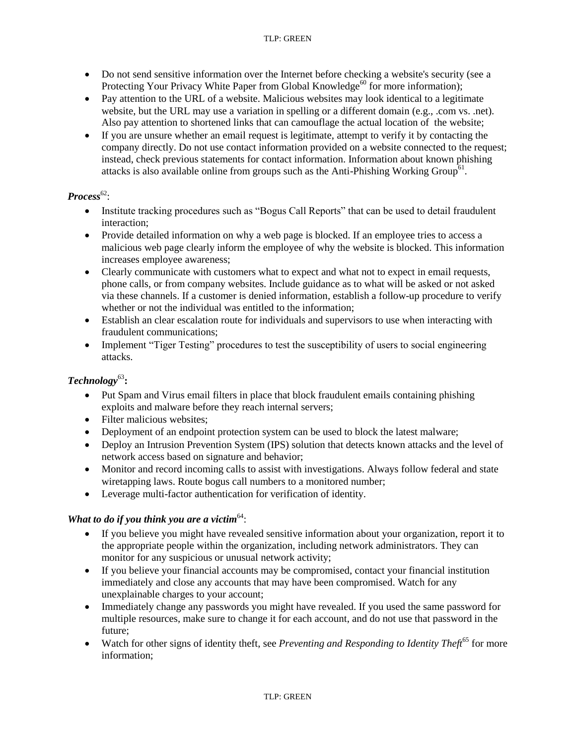- Do not send sensitive information over the Internet before checking a website's security (see a Protecting Your Privacy White Paper from Global Knowledge[60] for more information);
- Pay attention to the URL of a website. Malicious websites may look identical to a legitimate website, but the URL may use a variation in spelling or a different domain (e.g., .com vs. .net). Also pay attention to shortened links that can camouflage the actual location of the website;
- If you are unsure whether an email request is legitimate, attempt to verify it by contacting the company directly. Do not use contact information provided on a website connected to the request; instead, check previous statements for contact information. Information about known phishing attacks is also available online from groups such as the Anti-Phishing Working Group[61].

***Process***[62]:

- Institute tracking procedures such as "Bogus Call Reports" that can be used to detail fraudulent interaction;
- Provide detailed information on why a web page is blocked. If an employee tries to access a malicious web page clearly inform the employee of why the website is blocked. This information increases employee awareness;
- Clearly communicate with customers what to expect and what not to expect in email requests, phone calls, or from company websites. Include guidance as to what will be asked or not asked via these channels. If a customer is denied information, establish a follow-up procedure to verify whether or not the individual was entitled to the information;
- Establish an clear escalation route for individuals and supervisors to use when interacting with fraudulent communications;
- Implement "Tiger Testing" procedures to test the susceptibility of users to social engineering attacks.

***Technology***[63]**:**

- Put Spam and Virus email filters in place that block fraudulent emails containing phishing exploits and malware before they reach internal servers;
- Filter malicious websites;
- Deployment of an endpoint protection system can be used to block the latest malware;
- Deploy an Intrusion Prevention System (IPS) solution that detects known attacks and the level of network access based on signature and behavior;
- Monitor and record incoming calls to assist with investigations. Always follow federal and state wiretapping laws. Route bogus call numbers to a monitored number;
- Leverage multi-factor authentication for verification of identity.

***What to do if you think you are a victim***[64]:

- If you believe you might have revealed sensitive information about your organization, report it to the appropriate people within the organization, including network administrators. They can monitor for any suspicious or unusual network activity;
- If you believe your financial accounts may be compromised, contact your financial institution immediately and close any accounts that may have been compromised. Watch for any unexplainable charges to your account;
- Immediately change any passwords you might have revealed. If you used the same password for multiple resources, make sure to change it for each account, and do not use that password in the future;
- Watch for other signs of identity theft, see *Preventing and Responding to Identity Theft*[65] for more information;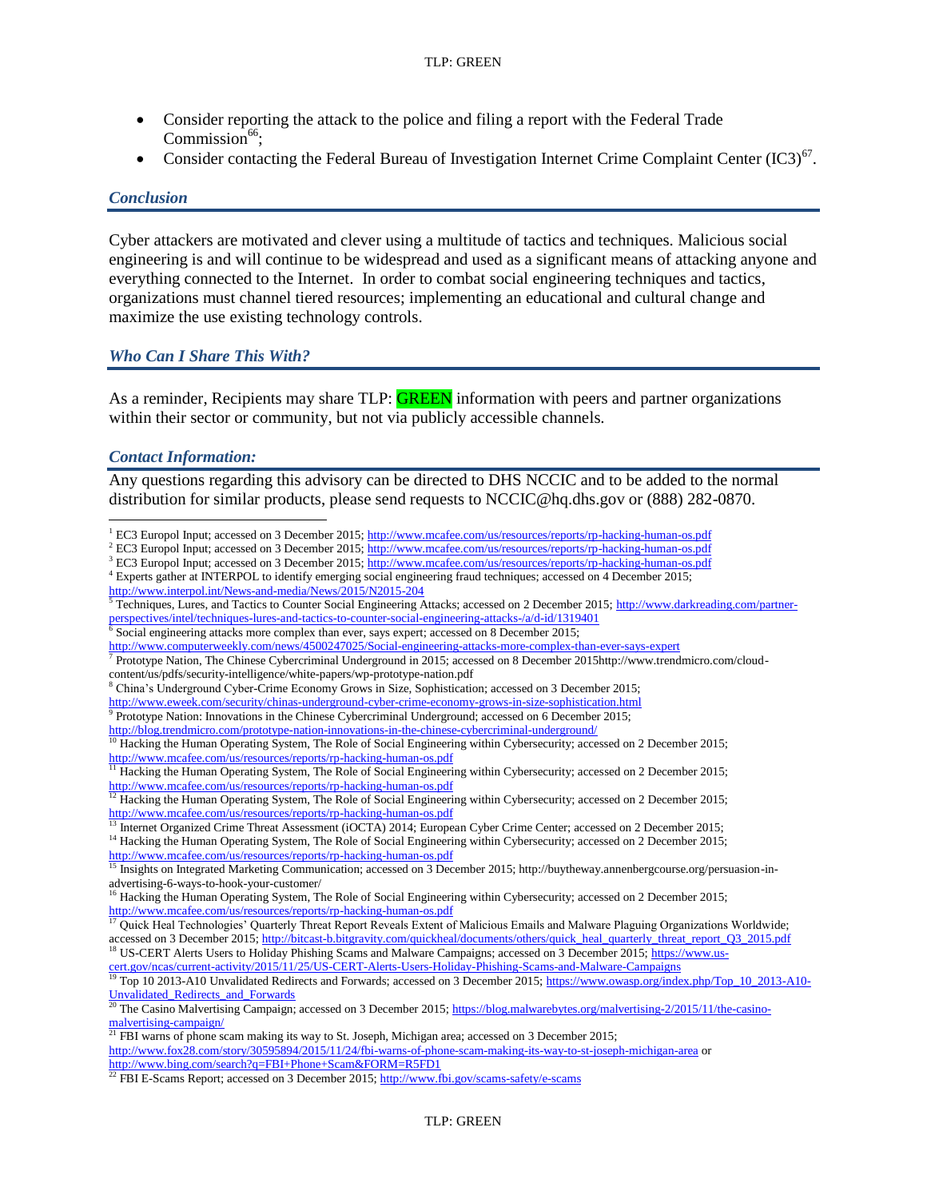- Consider reporting the attack to the police and filing a report with the Federal Trade Commission[66];
- Consider contacting the Federal Bureau of Investigation Internet Crime Complaint Center (IC3)[67].

### *Conclusion*

Cyber attackers are motivated and clever using a multitude of tactics and techniques. Malicious social engineering is and will continue to be widespread and used as a significant means of attacking anyone and everything connected to the Internet. In order to combat social engineering techniques and tactics, organizations must channel tiered resources; implementing an educational and cultural change and maximize the use existing technology controls.

### *Who Can I Share This With?*

As a reminder, Recipients may share TLP: GREEN information with peers and partner organizations within their sector or community, but not via publicly accessible channels.

### *Contact Information:*

Any questions regarding this advisory can be directed to DHS NCCIC and to be added to the normal distribution for similar products, please send requests to NCCIC@hq.dhs.gov or (888) 282-0870.

---

[1] EC3 Europol Input; accessed on 3 December 2015; http://www.mcafee.com/us/resources/reports/rp-hacking-human-os.pdf

[2] EC3 Europol Input; accessed on 3 December 2015; http://www.mcafee.com/us/resources/reports/rp-hacking-human-os.pdf

[3] EC3 Europol Input; accessed on 3 December 2015; http://www.mcafee.com/us/resources/reports/rp-hacking-human-os.pdf

[4] Experts gather at INTERPOL to identify emerging social engineering fraud techniques; accessed on 4 December 2015; http://www.interpol.int/News-and-media/News/2015/N2015-204

[5] Techniques, Lures, and Tactics to Counter Social Engineering Attacks; accessed on 2 December 2015; http://www.darkreading.com/partner-perspectives/intel/techniques-lures-and-tactics-to-counter-social-engineering-attacks-/a/d-id/1319401

[6] Social engineering attacks more complex than ever, says expert; accessed on 8 December 2015; http://www.computerweekly.com/news/4500247025/Social-engineering-attacks-more-complex-than-ever-says-expert

[7] Prototype Nation, The Chinese Cybercriminal Underground in 2015; accessed on 8 December 2015http://www.trendmicro.com/cloud-content/us/pdfs/security-intelligence/white-papers/wp-prototype-nation.pdf

[8] China's Underground Cyber-Crime Economy Grows in Size, Sophistication; accessed on 3 December 2015; http://www.eweek.com/security/chinas-underground-cyber-crime-economy-grows-in-size-sophistication.html

[9] Prototype Nation: Innovations in the Chinese Cybercriminal Underground; accessed on 6 December 2015; http://blog.trendmicro.com/prototype-nation-innovations-in-the-chinese-cybercriminal-underground/

[10] Hacking the Human Operating System, The Role of Social Engineering within Cybersecurity; accessed on 2 December 2015; http://www.mcafee.com/us/resources/reports/rp-hacking-human-os.pdf

[11] Hacking the Human Operating System, The Role of Social Engineering within Cybersecurity; accessed on 2 December 2015; http://www.mcafee.com/us/resources/reports/rp-hacking-human-os.pdf

[12] Hacking the Human Operating System, The Role of Social Engineering within Cybersecurity; accessed on 2 December 2015; http://www.mcafee.com/us/resources/reports/rp-hacking-human-os.pdf

[13] Internet Organized Crime Threat Assessment (iOCTA) 2014; European Cyber Crime Center; accessed on 2 December 2015;

[14] Hacking the Human Operating System, The Role of Social Engineering within Cybersecurity; accessed on 2 December 2015; http://www.mcafee.com/us/resources/reports/rp-hacking-human-os.pdf

[15] Insights on Integrated Marketing Communication; accessed on 3 December 2015; http://buytheway.annenbergcourse.org/persuasion-in-advertising-6-ways-to-hook-your-customer/

[16] Hacking the Human Operating System, The Role of Social Engineering within Cybersecurity; accessed on 2 December 2015; http://www.mcafee.com/us/resources/reports/rp-hacking-human-os.pdf

[17] Quick Heal Technologies' Quarterly Threat Report Reveals Extent of Malicious Emails and Malware Plaguing Organizations Worldwide; accessed on 3 December 2015; http://bitcast-b.bitgravity.com/quickheal/documents/others/quick_heal_quarterly_threat_report_Q3_2015.pdf

[18] US-CERT Alerts Users to Holiday Phishing Scams and Malware Campaigns; accessed on 3 December 2015; https://www.us-cert.gov/ncas/current-activity/2015/11/25/US-CERT-Alerts-Users-Holiday-Phishing-Scams-and-Malware-Campaigns

[19] Top 10 2013-A10 Unvalidated Redirects and Forwards; accessed on 3 December 2015; https://www.owasp.org/index.php/Top_10_2013-A10-Unvalidated_Redirects_and_Forwards

[20] The Casino Malvertising Campaign; accessed on 3 December 2015; https://blog.malwarebytes.org/malvertising-2/2015/11/the-casino-malvertising-campaign/

[21] FBI warns of phone scam making its way to St. Joseph, Michigan area; accessed on 3 December 2015; http://www.fox28.com/story/30595894/2015/11/24/fbi-warns-of-phone-scam-making-its-way-to-st-joseph-michigan-area or http://www.bing.com/search?q=FBI+Phone+Scam&FORM=R5FD1

[22] FBI E-Scams Report; accessed on 3 December 2015; http://www.fbi.gov/scams-safety/e-scams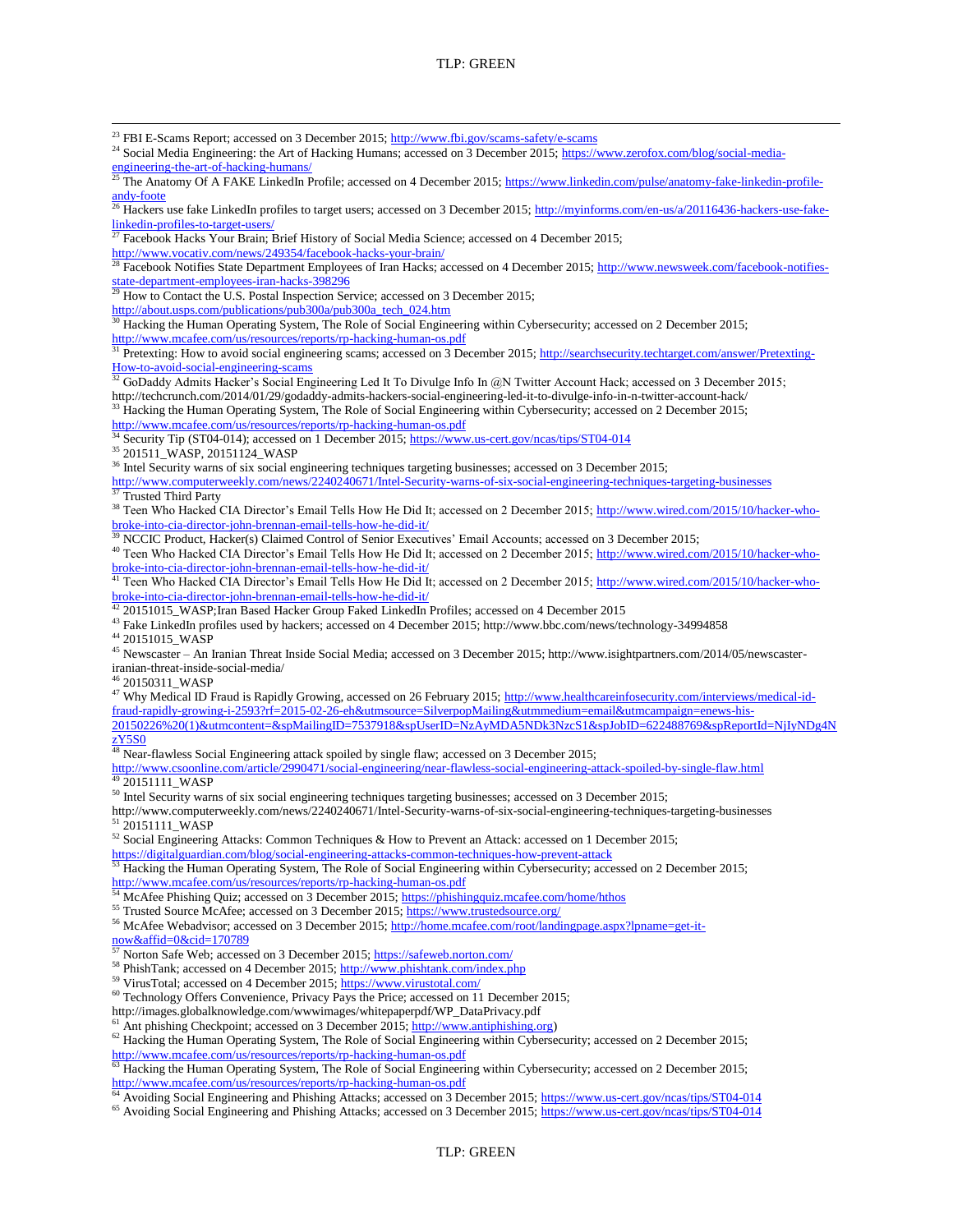[23] FBI E-Scams Report; accessed on 3 December 2015; http://www.fbi.gov/scams-safety/e-scams

[24] Social Media Engineering: the Art of Hacking Humans; accessed on 3 December 2015; https://www.zerofox.com/blog/social-media-engineering-the-art-of-hacking-humans/

[25] The Anatomy Of A FAKE LinkedIn Profile; accessed on 4 December 2015; https://www.linkedin.com/pulse/anatomy-fake-linkedin-profile-andy-foote

[26] Hackers use fake LinkedIn profiles to target users; accessed on 3 December 2015; http://myinforms.com/en-us/a/20116436-hackers-use-fake-linkedin-profiles-to-target-users/

[27] Facebook Hacks Your Brain; Brief History of Social Media Science; accessed on 4 December 2015; http://www.vocativ.com/news/249354/facebook-hacks-your-brain/

[28] Facebook Notifies State Department Employees of Iran Hacks; accessed on 4 December 2015; http://www.newsweek.com/facebook-notifies-state-department-employees-iran-hacks-398296

[29] How to Contact the U.S. Postal Inspection Service; accessed on 3 December 2015; http://about.usps.com/publications/pub300a/pub300a_tech_024.htm

[30] Hacking the Human Operating System, The Role of Social Engineering within Cybersecurity; accessed on 2 December 2015; http://www.mcafee.com/us/resources/reports/rp-hacking-human-os.pdf

[31] Pretexting: How to avoid social engineering scams; accessed on 3 December 2015; http://searchsecurity.techtarget.com/answer/Pretexting-How-to-avoid-social-engineering-scams

[32] GoDaddy Admits Hacker's Social Engineering Led It To Divulge Info In @N Twitter Account Hack; accessed on 3 December 2015; http://techcrunch.com/2014/01/29/godaddy-admits-hackers-social-engineering-led-it-to-divulge-info-in-n-twitter-account-hack/

[33] Hacking the Human Operating System, The Role of Social Engineering within Cybersecurity; accessed on 2 December 2015; http://www.mcafee.com/us/resources/reports/rp-hacking-human-os.pdf

[34] Security Tip (ST04-014); accessed on 1 December 2015; https://www.us-cert.gov/ncas/tips/ST04-014

[35] 201511_WASP, 20151124_WASP

[36] Intel Security warns of six social engineering techniques targeting businesses; accessed on 3 December 2015; http://www.computerweekly.com/news/2240240671/Intel-Security-warns-of-six-social-engineering-techniques-targeting-businesses

[37] Trusted Third Party

[38] Teen Who Hacked CIA Director's Email Tells How He Did It; accessed on 2 December 2015; http://www.wired.com/2015/10/hacker-who-broke-into-cia-director-john-brennan-email-tells-how-he-did-it/

[39] NCCIC Product, Hacker(s) Claimed Control of Senior Executives' Email Accounts; accessed on 3 December 2015;

[40] Teen Who Hacked CIA Director's Email Tells How He Did It; accessed on 2 December 2015; http://www.wired.com/2015/10/hacker-who-broke-into-cia-director-john-brennan-email-tells-how-he-did-it/

[41] Teen Who Hacked CIA Director's Email Tells How He Did It; accessed on 2 December 2015; http://www.wired.com/2015/10/hacker-who-broke-into-cia-director-john-brennan-email-tells-how-he-did-it/

[42] 20151015_WASP;Iran Based Hacker Group Faked LinkedIn Profiles; accessed on 4 December 2015

[43] Fake LinkedIn profiles used by hackers; accessed on 4 December 2015; http://www.bbc.com/news/technology-34994858

[44] 20151015_WASP

[45] Newscaster – An Iranian Threat Inside Social Media; accessed on 3 December 2015; http://www.isightpartners.com/2014/05/newscaster-iranian-threat-inside-social-media/

[46] 20150311_WASP

[47] Why Medical ID Fraud is Rapidly Growing, accessed on 26 February 2015; http://www.healthcareinfosecurity.com/interviews/medical-id-fraud-rapidly-growing-i-2593?rf=2015-02-26-eh&utmsource=SilverpopMailing&utmmedium=email&utmcampaign=enews-his-20150226%20(1)&utmcontent=&spMailingID=7537918&spUserID=NzAyMDA5NDk3NzcS1&spJobID=622488769&spReportId=NjIyNDg4NzY5S0

[48] Near-flawless Social Engineering attack spoiled by single flaw; accessed on 3 December 2015; http://www.csoonline.com/article/2990471/social-engineering/near-flawless-social-engineering-attack-spoiled-by-single-flaw.html

[49] 20151111_WASP

[50] Intel Security warns of six social engineering techniques targeting businesses; accessed on 3 December 2015; http://www.computerweekly.com/news/2240240671/Intel-Security-warns-of-six-social-engineering-techniques-targeting-businesses

[51] 20151111_WASP

[52] Social Engineering Attacks: Common Techniques & How to Prevent an Attack: accessed on 1 December 2015; https://digitalguardian.com/blog/social-engineering-attacks-common-techniques-how-prevent-attack

[53] Hacking the Human Operating System, The Role of Social Engineering within Cybersecurity; accessed on 2 December 2015; http://www.mcafee.com/us/resources/reports/rp-hacking-human-os.pdf

[54] McAfee Phishing Quiz; accessed on 3 December 2015; https://phishingquiz.mcafee.com/home/hthos

[55] Trusted Source McAfee; accessed on 3 December 2015; https://www.trustedsource.org/

[56] McAfee Webadvisor; accessed on 3 December 2015; http://home.mcafee.com/root/landingpage.aspx?lpname=get-it-now&affid=0&cid=170789

[57] Norton Safe Web; accessed on 3 December 2015; https://safeweb.norton.com/

[58] PhishTank; accessed on 4 December 2015; http://www.phishtank.com/index.php

[59] VirusTotal; accessed on 4 December 2015; https://www.virustotal.com/

[60] Technology Offers Convenience, Privacy Pays the Price; accessed on 11 December 2015; http://images.globalknowledge.com/wwwimages/whitepaperpdf/WP_DataPrivacy.pdf

[61] Ant phishing Checkpoint; accessed on 3 December 2015; http://www.antiphishing.org)

[62] Hacking the Human Operating System, The Role of Social Engineering within Cybersecurity; accessed on 2 December 2015; http://www.mcafee.com/us/resources/reports/rp-hacking-human-os.pdf

[63] Hacking the Human Operating System, The Role of Social Engineering within Cybersecurity; accessed on 2 December 2015; http://www.mcafee.com/us/resources/reports/rp-hacking-human-os.pdf

[64] Avoiding Social Engineering and Phishing Attacks; accessed on 3 December 2015; https://www.us-cert.gov/ncas/tips/ST04-014

[65] Avoiding Social Engineering and Phishing Attacks; accessed on 3 December 2015; https://www.us-cert.gov/ncas/tips/ST04-014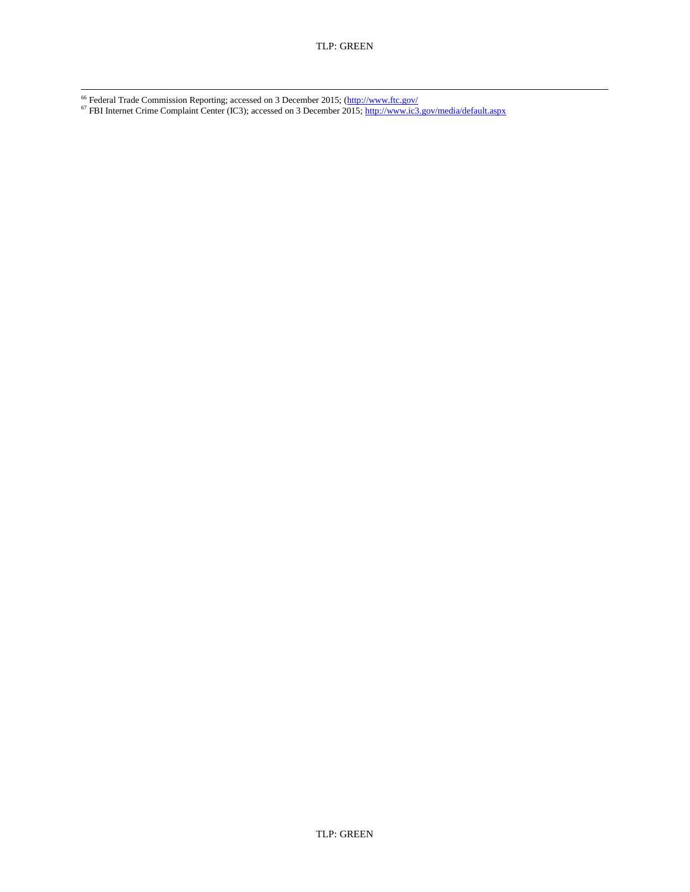[66] Federal Trade Commission Reporting; accessed on 3 December 2015; (http://www.ftc.gov/

[67] FBI Internet Crime Complaint Center (IC3); accessed on 3 December 2015; http://www.ic3.gov/media/default.aspx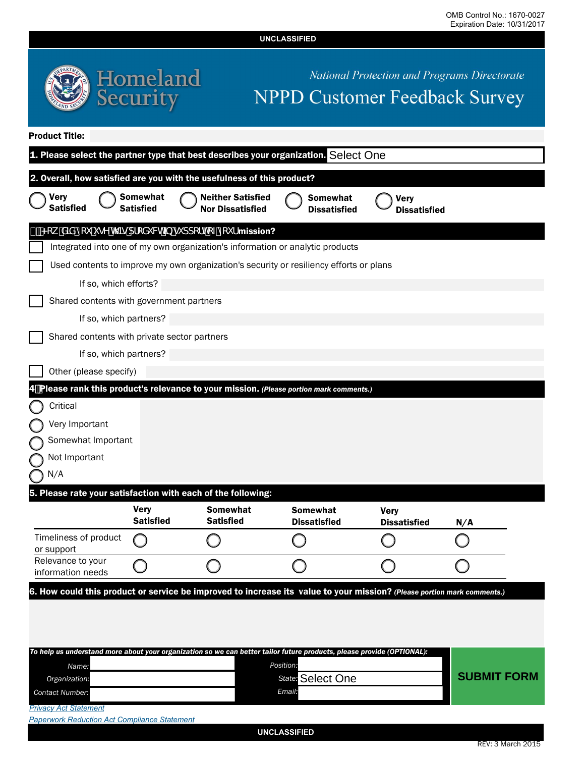UNCLASSIFIED

Homeland Security

*National Protection and Programs Directorate*

# NPPD Customer Feedback Survey

**Product Title:**

**1. Please select the partner type that best describes your organization.** Select One

**2. Overall, how satisfied are you with the usefulness of this product?**

- Very Satisfied
- Somewhat Satisfied
- Neither Satisfied Nor Dissatisfied
- Somewhat Dissatisfied
- Very Dissatisfied

**3. How did you use this product in support of your mission?**

- Integrated into one of my own organization's information or analytic products
- Used contents to improve my own organization's security or resiliency efforts or plans
  - If so, which efforts?
- Shared contents with government partners
  - If so, which partners?
- Shared contents with private sector partners
  - If so, which partners?
- Other (please specify)

**4. Please rank this product's relevance to your mission.** ***(Please portion mark comments.)***

- Critical
- Very Important
- Somewhat Important
- Not Important
- N/A

**5. Please rate your satisfaction with each of the following:**

| | Very Satisfied | Somewhat Satisfied | Somewhat Dissatisfied | Very Dissatisfied | N/A |
|---|---|---|---|---|---|
| Timeliness of product or support | ◯ | ◯ | ◯ | ◯ | ◯ |
| Relevance to your information needs | ◯ | ◯ | ◯ | ◯ | ◯ |

**6. How could this product or service be improved to increase its value to your mission?** ***(Please portion mark comments.)***

***To help us understand more about your organization so we can better tailor future products, please provide (OPTIONAL):***

*Name:*

*Organization:*

*Contact Number:*

*Position:*

*State:* Select One

*Email:*

**SUBMIT FORM**

[Privacy Act Statement](#)

[Paperwork Reduction Act Compliance Statement](#)

UNCLASSIFIED

OMB Control No.: 1670-0027
Expiration Date: 10/31/2017

REV: 3 March 2015